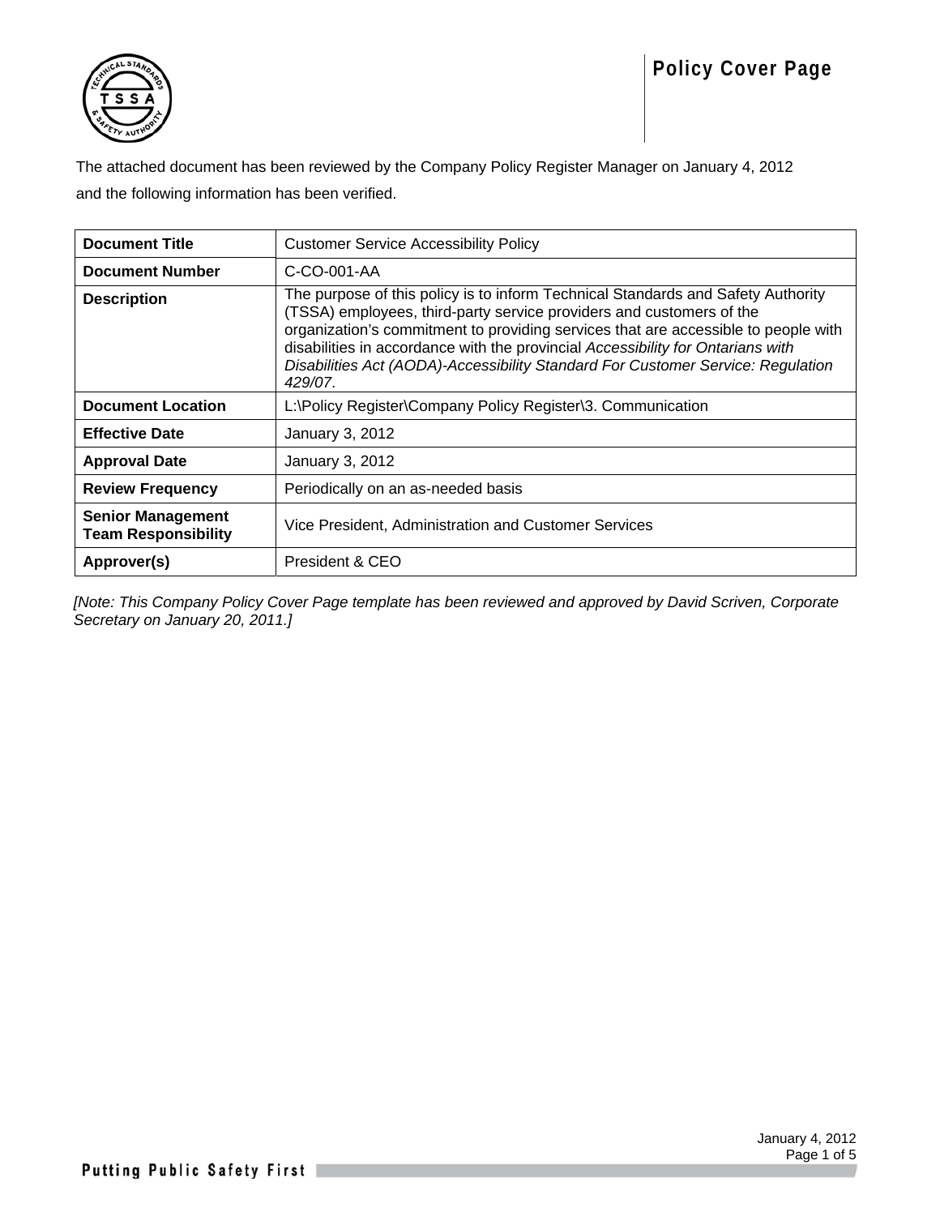# Policy Cover Page

The attached document has been reviewed by the Company Policy Register Manager on January 4, 2012 and the following information has been verified.

| **Document Title** | Customer Service Accessibility Policy |
|---|---|
| **Document Number** | C-CO-001-AA |
| **Description** | The purpose of this policy is to inform Technical Standards and Safety Authority (TSSA) employees, third-party service providers and customers of the organization's commitment to providing services that are accessible to people with disabilities in accordance with the provincial *Accessibility for Ontarians with Disabilities Act (AODA)-Accessibility Standard For Customer Service: Regulation 429/07*. |
| **Document Location** | L:\Policy Register\Company Policy Register\3. Communication |
| **Effective Date** | January 3, 2012 |
| **Approval Date** | January 3, 2012 |
| **Review Frequency** | Periodically on an as-needed basis |
| **Senior Management Team Responsibility** | Vice President, Administration and Customer Services |
| **Approver(s)** | President & CEO |

*[Note: This Company Policy Cover Page template has been reviewed and approved by David Scriven, Corporate Secretary on January 20, 2011.]*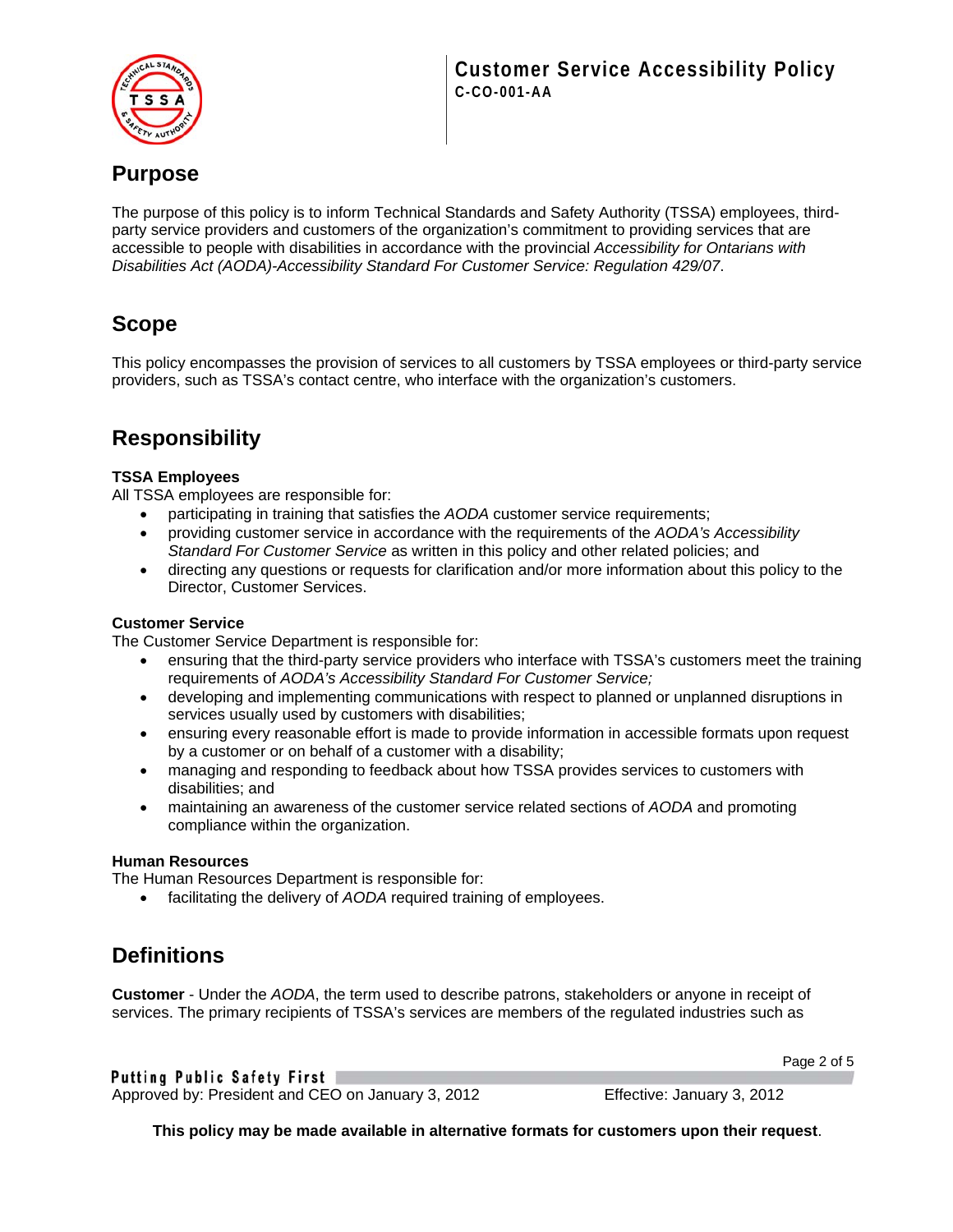## Purpose

The purpose of this policy is to inform Technical Standards and Safety Authority (TSSA) employees, third-party service providers and customers of the organization's commitment to providing services that are accessible to people with disabilities in accordance with the provincial *Accessibility for Ontarians with Disabilities Act (AODA)-Accessibility Standard For Customer Service: Regulation 429/07*.

## Scope

This policy encompasses the provision of services to all customers by TSSA employees or third-party service providers, such as TSSA's contact centre, who interface with the organization's customers.

## Responsibility

### TSSA Employees

All TSSA employees are responsible for:

- participating in training that satisfies the *AODA* customer service requirements;
- providing customer service in accordance with the requirements of the *AODA's Accessibility Standard For Customer Service* as written in this policy and other related policies; and
- directing any questions or requests for clarification and/or more information about this policy to the Director, Customer Services.

### Customer Service

The Customer Service Department is responsible for:

- ensuring that the third-party service providers who interface with TSSA's customers meet the training requirements of *AODA's Accessibility Standard For Customer Service;*
- developing and implementing communications with respect to planned or unplanned disruptions in services usually used by customers with disabilities;
- ensuring every reasonable effort is made to provide information in accessible formats upon request by a customer or on behalf of a customer with a disability;
- managing and responding to feedback about how TSSA provides services to customers with disabilities; and
- maintaining an awareness of the customer service related sections of *AODA* and promoting compliance within the organization.

### Human Resources

The Human Resources Department is responsible for:

- facilitating the delivery of *AODA* required training of employees.

## Definitions

**Customer** - Under the *AODA*, the term used to describe patrons, stakeholders or anyone in receipt of services. The primary recipients of TSSA's services are members of the regulated industries such as

Approved by: President and CEO on January 3, 2012 Effective: January 3, 2012

**This policy may be made available in alternative formats for customers upon their request**.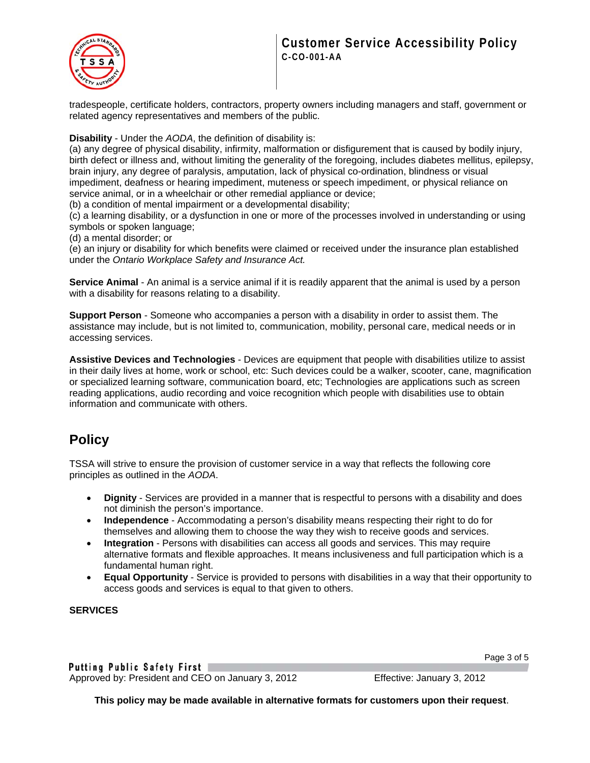tradespeople, certificate holders, contractors, property owners including managers and staff, government or related agency representatives and members of the public.

**Disability** - Under the *AODA*, the definition of disability is:
(a) any degree of physical disability, infirmity, malformation or disfigurement that is caused by bodily injury, birth defect or illness and, without limiting the generality of the foregoing, includes diabetes mellitus, epilepsy, brain injury, any degree of paralysis, amputation, lack of physical co-ordination, blindness or visual impediment, deafness or hearing impediment, muteness or speech impediment, or physical reliance on service animal, or in a wheelchair or other remedial appliance or device;
(b) a condition of mental impairment or a developmental disability;
(c) a learning disability, or a dysfunction in one or more of the processes involved in understanding or using symbols or spoken language;
(d) a mental disorder; or
(e) an injury or disability for which benefits were claimed or received under the insurance plan established under the *Ontario Workplace Safety and Insurance Act.*

**Service Animal** - An animal is a service animal if it is readily apparent that the animal is used by a person with a disability for reasons relating to a disability.

**Support Person** - Someone who accompanies a person with a disability in order to assist them. The assistance may include, but is not limited to, communication, mobility, personal care, medical needs or in accessing services.

**Assistive Devices and Technologies** - Devices are equipment that people with disabilities utilize to assist in their daily lives at home, work or school, etc: Such devices could be a walker, scooter, cane, magnification or specialized learning software, communication board, etc; Technologies are applications such as screen reading applications, audio recording and voice recognition which people with disabilities use to obtain information and communicate with others.

## Policy

TSSA will strive to ensure the provision of customer service in a way that reflects the following core principles as outlined in the *AODA*.

- **Dignity** - Services are provided in a manner that is respectful to persons with a disability and does not diminish the person's importance.
- **Independence** - Accommodating a person's disability means respecting their right to do for themselves and allowing them to choose the way they wish to receive goods and services.
- **Integration** - Persons with disabilities can access all goods and services. This may require alternative formats and flexible approaches. It means inclusiveness and full participation which is a fundamental human right.
- **Equal Opportunity** - Service is provided to persons with disabilities in a way that their opportunity to access goods and services is equal to that given to others.

**SERVICES**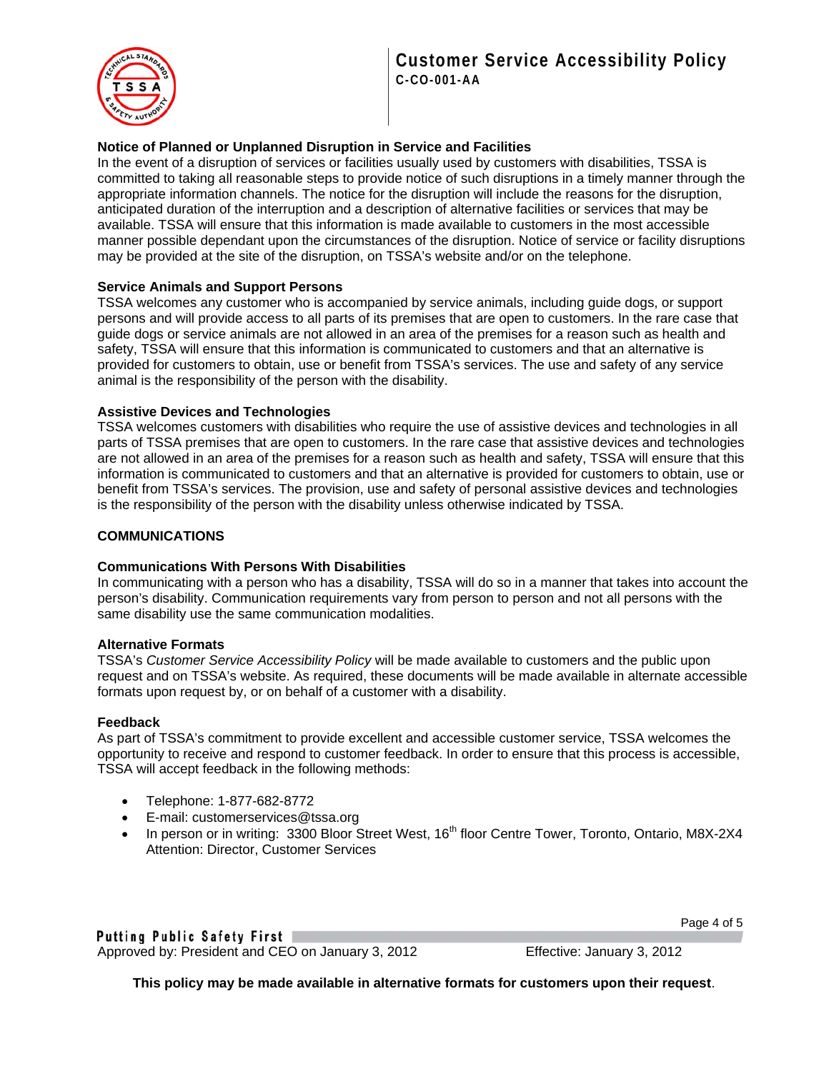### Notice of Planned or Unplanned Disruption in Service and Facilities

In the event of a disruption of services or facilities usually used by customers with disabilities, TSSA is committed to taking all reasonable steps to provide notice of such disruptions in a timely manner through the appropriate information channels. The notice for the disruption will include the reasons for the disruption, anticipated duration of the interruption and a description of alternative facilities or services that may be available. TSSA will ensure that this information is made available to customers in the most accessible manner possible dependant upon the circumstances of the disruption. Notice of service or facility disruptions may be provided at the site of the disruption, on TSSA's website and/or on the telephone.

### Service Animals and Support Persons

TSSA welcomes any customer who is accompanied by service animals, including guide dogs, or support persons and will provide access to all parts of its premises that are open to customers. In the rare case that guide dogs or service animals are not allowed in an area of the premises for a reason such as health and safety, TSSA will ensure that this information is communicated to customers and that an alternative is provided for customers to obtain, use or benefit from TSSA's services. The use and safety of any service animal is the responsibility of the person with the disability.

### Assistive Devices and Technologies

TSSA welcomes customers with disabilities who require the use of assistive devices and technologies in all parts of TSSA premises that are open to customers. In the rare case that assistive devices and technologies are not allowed in an area of the premises for a reason such as health and safety, TSSA will ensure that this information is communicated to customers and that an alternative is provided for customers to obtain, use or benefit from TSSA's services. The provision, use and safety of personal assistive devices and technologies is the responsibility of the person with the disability unless otherwise indicated by TSSA.

## COMMUNICATIONS

### Communications With Persons With Disabilities

In communicating with a person who has a disability, TSSA will do so in a manner that takes into account the person's disability. Communication requirements vary from person to person and not all persons with the same disability use the same communication modalities.

### Alternative Formats

TSSA's *Customer Service Accessibility Policy* will be made available to customers and the public upon request and on TSSA's website. As required, these documents will be made available in alternate accessible formats upon request by, or on behalf of a customer with a disability.

### Feedback

As part of TSSA's commitment to provide excellent and accessible customer service, TSSA welcomes the opportunity to receive and respond to customer feedback. In order to ensure that this process is accessible, TSSA will accept feedback in the following methods:

- Telephone: 1-877-682-8772
- E-mail: customerservices@tssa.org
- In person or in writing: 3300 Bloor Street West, 16th floor Centre Tower, Toronto, Ontario, M8X-2X4 Attention: Director, Customer Services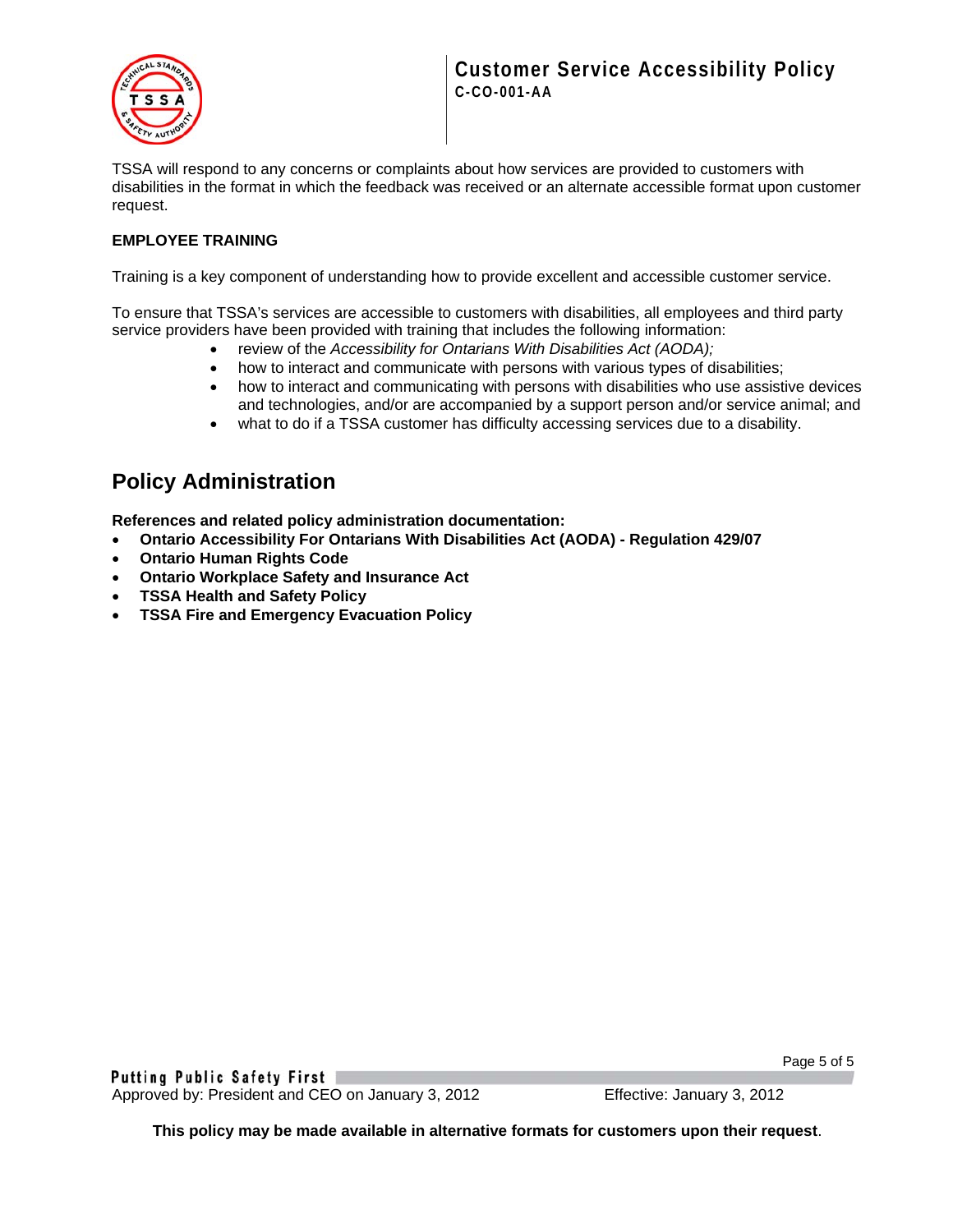TSSA will respond to any concerns or complaints about how services are provided to customers with disabilities in the format in which the feedback was received or an alternate accessible format upon customer request.

**EMPLOYEE TRAINING**

Training is a key component of understanding how to provide excellent and accessible customer service.

To ensure that TSSA's services are accessible to customers with disabilities, all employees and third party service providers have been provided with training that includes the following information:

- review of the *Accessibility for Ontarians With Disabilities Act (AODA);*
- how to interact and communicate with persons with various types of disabilities;
- how to interact and communicating with persons with disabilities who use assistive devices and technologies, and/or are accompanied by a support person and/or service animal; and
- what to do if a TSSA customer has difficulty accessing services due to a disability.

## Policy Administration

**References and related policy administration documentation:**

- **Ontario Accessibility For Ontarians With Disabilities Act (AODA) - Regulation 429/07**
- **Ontario Human Rights Code**
- **Ontario Workplace Safety and Insurance Act**
- **TSSA Health and Safety Policy**
- **TSSA Fire and Emergency Evacuation Policy**

Approved by: President and CEO on January 3, 2012 Effective: January 3, 2012

**This policy may be made available in alternative formats for customers upon their request**.